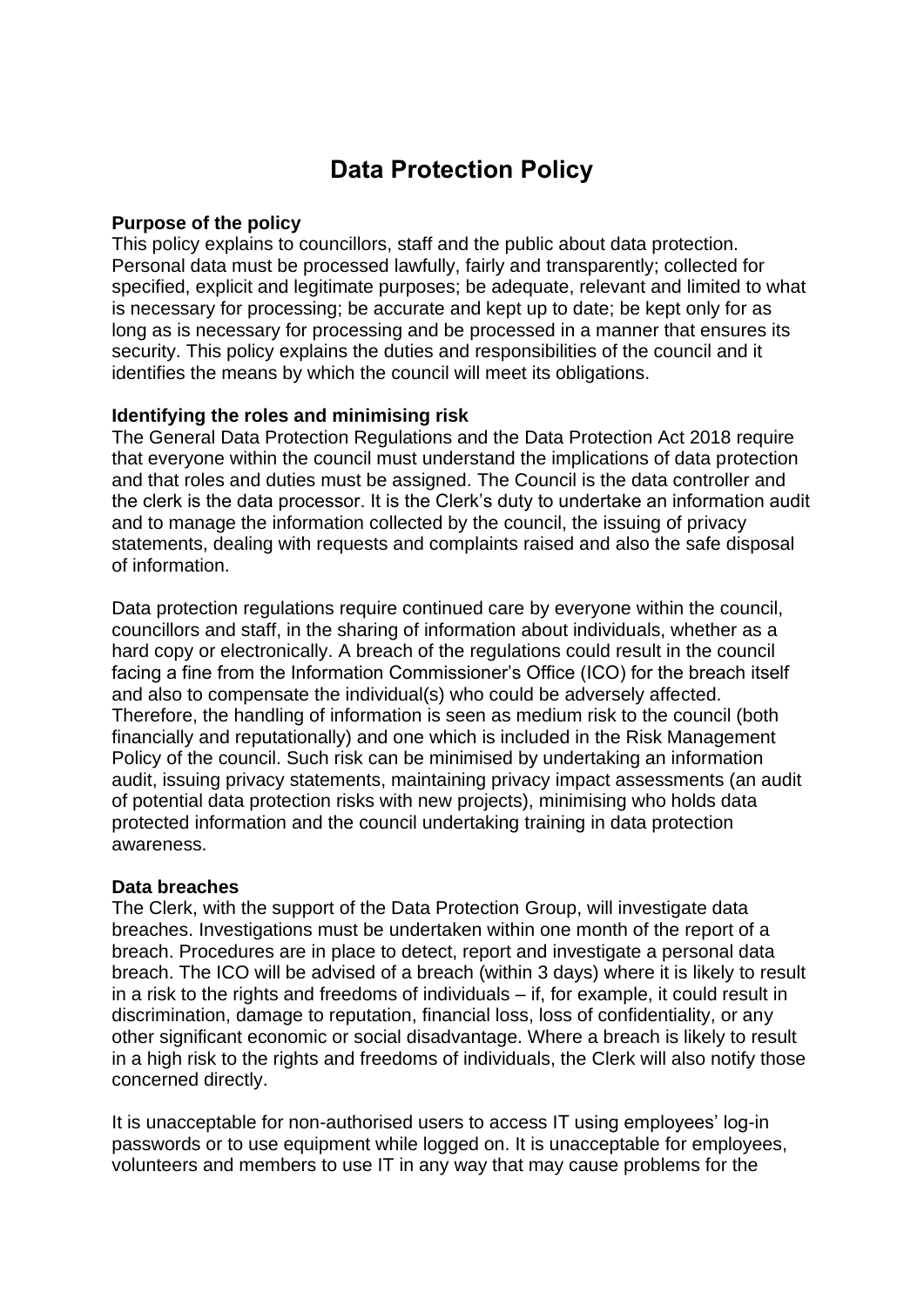# Data Protection Policy

**Purpose of the policy**

This policy explains to councillors, staff and the public about data protection. Personal data must be processed lawfully, fairly and transparently; collected for specified, explicit and legitimate purposes; be adequate, relevant and limited to what is necessary for processing; be accurate and kept up to date; be kept only for as long as is necessary for processing and be processed in a manner that ensures its security. This policy explains the duties and responsibilities of the council and it identifies the means by which the council will meet its obligations.

**Identifying the roles and minimising risk**

The General Data Protection Regulations and the Data Protection Act 2018 require that everyone within the council must understand the implications of data protection and that roles and duties must be assigned. The Council is the data controller and the clerk is the data processor. It is the Clerk's duty to undertake an information audit and to manage the information collected by the council, the issuing of privacy statements, dealing with requests and complaints raised and also the safe disposal of information.

Data protection regulations require continued care by everyone within the council, councillors and staff, in the sharing of information about individuals, whether as a hard copy or electronically. A breach of the regulations could result in the council facing a fine from the Information Commissioner's Office (ICO) for the breach itself and also to compensate the individual(s) who could be adversely affected. Therefore, the handling of information is seen as medium risk to the council (both financially and reputationally) and one which is included in the Risk Management Policy of the council. Such risk can be minimised by undertaking an information audit, issuing privacy statements, maintaining privacy impact assessments (an audit of potential data protection risks with new projects), minimising who holds data protected information and the council undertaking training in data protection awareness.

**Data breaches**

The Clerk, with the support of the Data Protection Group, will investigate data breaches. Investigations must be undertaken within one month of the report of a breach. Procedures are in place to detect, report and investigate a personal data breach. The ICO will be advised of a breach (within 3 days) where it is likely to result in a risk to the rights and freedoms of individuals – if, for example, it could result in discrimination, damage to reputation, financial loss, loss of confidentiality, or any other significant economic or social disadvantage. Where a breach is likely to result in a high risk to the rights and freedoms of individuals, the Clerk will also notify those concerned directly.

It is unacceptable for non-authorised users to access IT using employees' log-in passwords or to use equipment while logged on. It is unacceptable for employees, volunteers and members to use IT in any way that may cause problems for the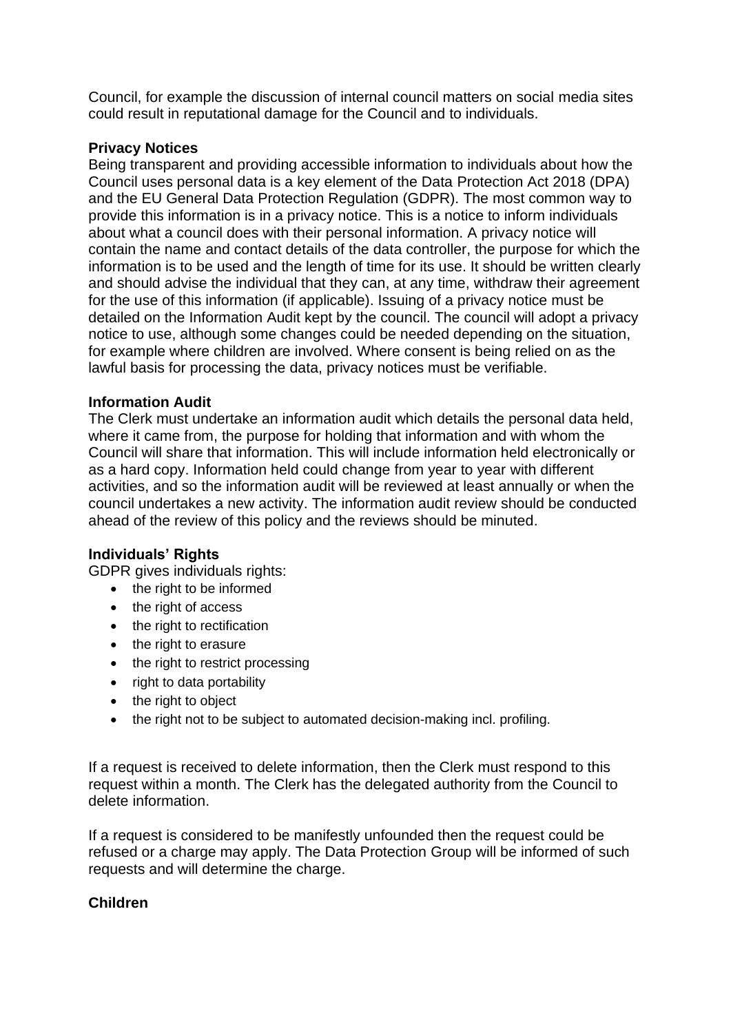Council, for example the discussion of internal council matters on social media sites could result in reputational damage for the Council and to individuals.

**Privacy Notices**

Being transparent and providing accessible information to individuals about how the Council uses personal data is a key element of the Data Protection Act 2018 (DPA) and the EU General Data Protection Regulation (GDPR). The most common way to provide this information is in a privacy notice. This is a notice to inform individuals about what a council does with their personal information. A privacy notice will contain the name and contact details of the data controller, the purpose for which the information is to be used and the length of time for its use. It should be written clearly and should advise the individual that they can, at any time, withdraw their agreement for the use of this information (if applicable). Issuing of a privacy notice must be detailed on the Information Audit kept by the council. The council will adopt a privacy notice to use, although some changes could be needed depending on the situation, for example where children are involved. Where consent is being relied on as the lawful basis for processing the data, privacy notices must be verifiable.

**Information Audit**

The Clerk must undertake an information audit which details the personal data held, where it came from, the purpose for holding that information and with whom the Council will share that information. This will include information held electronically or as a hard copy. Information held could change from year to year with different activities, and so the information audit will be reviewed at least annually or when the council undertakes a new activity. The information audit review should be conducted ahead of the review of this policy and the reviews should be minuted.

**Individuals' Rights**

GDPR gives individuals rights:

- the right to be informed
- the right of access
- the right to rectification
- the right to erasure
- the right to restrict processing
- right to data portability
- the right to object
- the right not to be subject to automated decision-making incl. profiling.

If a request is received to delete information, then the Clerk must respond to this request within a month. The Clerk has the delegated authority from the Council to delete information.

If a request is considered to be manifestly unfounded then the request could be refused or a charge may apply. The Data Protection Group will be informed of such requests and will determine the charge.

**Children**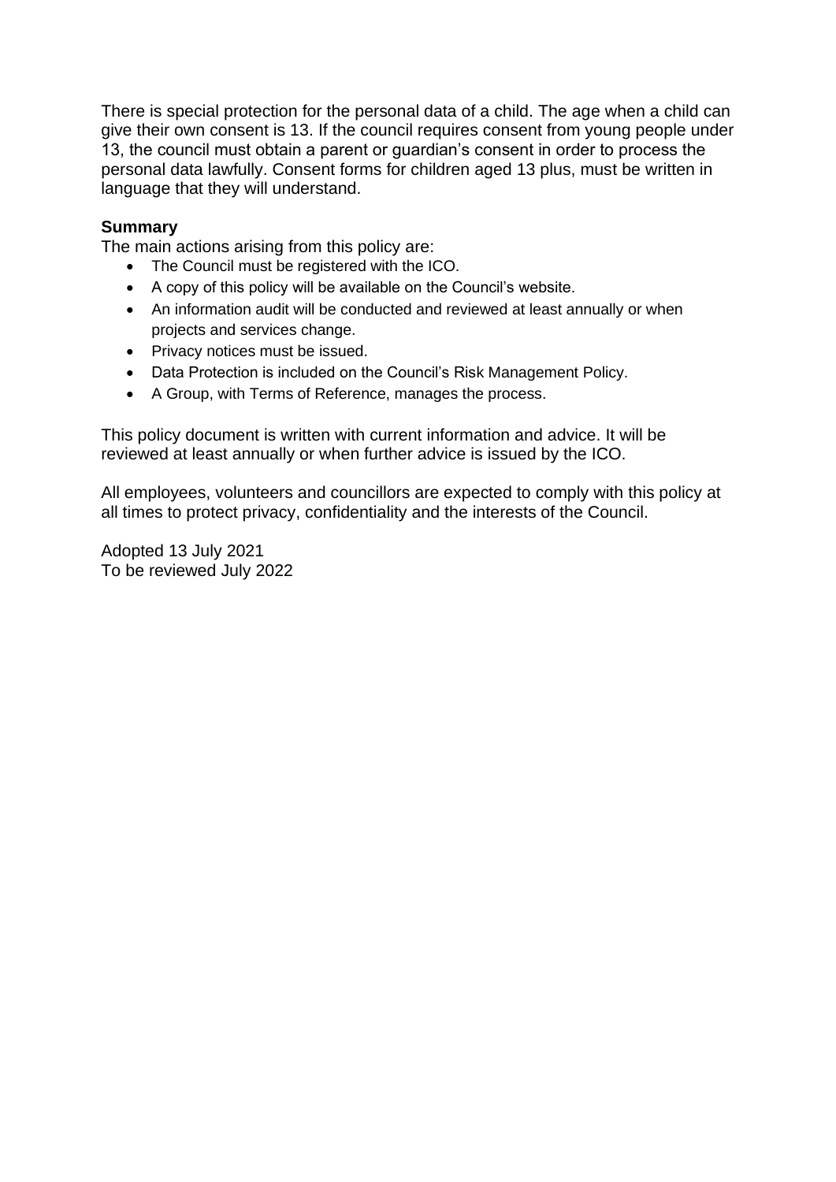There is special protection for the personal data of a child. The age when a child can give their own consent is 13. If the council requires consent from young people under 13, the council must obtain a parent or guardian's consent in order to process the personal data lawfully. Consent forms for children aged 13 plus, must be written in language that they will understand.

**Summary**

The main actions arising from this policy are:

- The Council must be registered with the ICO.
- A copy of this policy will be available on the Council's website.
- An information audit will be conducted and reviewed at least annually or when projects and services change.
- Privacy notices must be issued.
- Data Protection is included on the Council's Risk Management Policy.
- A Group, with Terms of Reference, manages the process.

This policy document is written with current information and advice. It will be reviewed at least annually or when further advice is issued by the ICO.

All employees, volunteers and councillors are expected to comply with this policy at all times to protect privacy, confidentiality and the interests of the Council.

Adopted 13 July 2021
To be reviewed July 2022